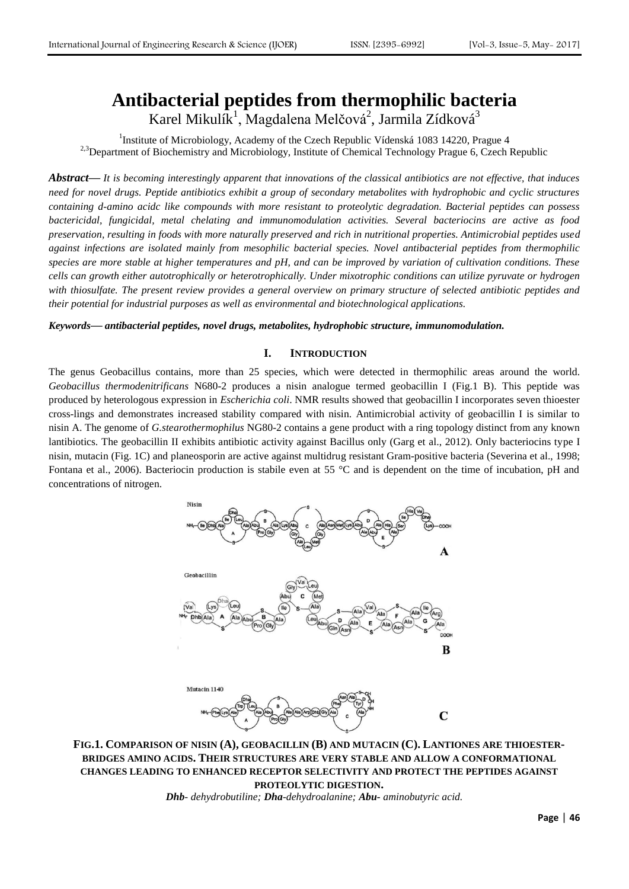# Antibacterial peptides from thermophilic bacteria

Karel Mikulík[1], Magdalena Melčová[2], Jarmila Zídková[3]

[1]Institute of Microbiology, Academy of the Czech Republic Vídenská 1083 14220, Prague 4
[2,3]Department of Biochemistry and Microbiology, Institute of Chemical Technology Prague 6, Czech Republic

***Abstract*— *It is becoming interestingly apparent that innovations of the classical antibiotics are not effective, that induces need for novel drugs. Peptide antibiotics exhibit a group of secondary metabolites with hydrophobic and cyclic structures containing d-amino acidc like compounds with more resistant to proteolytic degradation. Bacterial peptides can possess bactericidal, fungicidal, metal chelating and immunomodulation activities. Several bacteriocins are active as food preservation, resulting in foods with more naturally preserved and rich in nutritional properties. Antimicrobial peptides used against infections are isolated mainly from mesophilic bacterial species. Novel antibacterial peptides from thermophilic species are more stable at higher temperatures and pH, and can be improved by variation of cultivation conditions. These cells can growth either autotrophically or heterotrophically. Under mixotrophic conditions can utilize pyruvate or hydrogen with thiosulfate. The present review provides a general overview on primary structure of selected antibiotic peptides and their potential for industrial purposes as well as environmental and biotechnological applications.***

***Keywords— antibacterial peptides, novel drugs, metabolites, hydrophobic structure, immunomodulation.***

## I. INTRODUCTION

The genus Geobacillus contains, more than 25 species, which were detected in thermophilic areas around the world. *Geobacillus thermodenitrificans* N680-2 produces a nisin analogue termed geobacillin I (Fig.1 B). This peptide was produced by heterologous expression in *Escherichia coli*. NMR results showed that geobacillin I incorporates seven thioester cross-lings and demonstrates increased stability compared with nisin. Antimicrobial activity of geobacillin I is similar to nisin A. The genome of *G.stearothermophilus* NG80-2 contains a gene product with a ring topology distinct from any known lantibiotics. The geobacillin II exhibits antibiotic activity against Bacillus only (Garg et al., 2012). Only bacteriocins type I nisin, mutacin (Fig. 1C) and planeosporin are active against multidrug resistant Gram-positive bacteria (Severina et al., 1998; Fontana et al., 2006). Bacteriocin production is stabile even at 55 °C and is dependent on the time of incubation, pH and concentrations of nitrogen.

Nisin

A

Geobacillin

B

Mutacin 1140

C

**FIG.1. COMPARISON OF NISIN (A), GEOBACILLIN (B) AND MUTACIN (C). LANTIONES ARE THIOESTER-BRIDGES AMINO ACIDS. THEIR STRUCTURES ARE VERY STABLE AND ALLOW A CONFORMATIONAL CHANGES LEADING TO ENHANCED RECEPTOR SELECTIVITY AND PROTECT THE PEPTIDES AGAINST PROTEOLYTIC DIGESTION.**

***Dhb****- dehydrobutiline;* ***Dha****-dehydroalanine;* ***Abu****- aminobutyric acid.*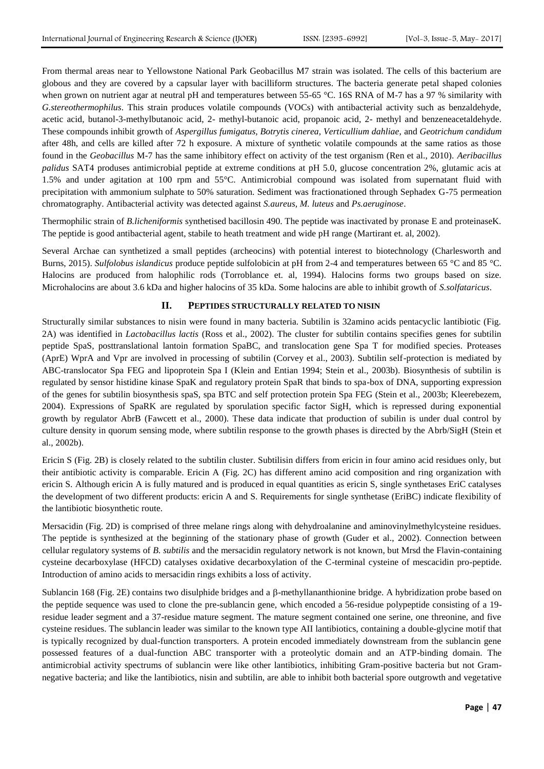From thermal areas near to Yellowstone National Park Geobacillus M7 strain was isolated. The cells of this bacterium are globous and they are covered by a capsular layer with bacilliform structures. The bacteria generate petal shaped colonies when grown on nutrient agar at neutral pH and temperatures between 55-65 °C. 16S RNA of M-7 has a 97 % similarity with *G.stereothermophilus*. This strain produces volatile compounds (VOCs) with antibacterial activity such as benzaldehyde, acetic acid, butanol-3-methylbutanoic acid, 2- methyl-butanoic acid, propanoic acid, 2- methyl and benzeneacetaldehyde. These compounds inhibit growth of *Aspergillus fumigatus, Botrytis cinerea, Verticullium dahliae,* and *Geotrichum candidum* after 48h, and cells are killed after 72 h exposure. A mixture of synthetic volatile compounds at the same ratios as those found in the *Geobacillus* M-7 has the same inhibitory effect on activity of the test organism (Ren et al., 2010). *Aeribacillus palidus* SAT4 produses antimicrobial peptide at extreme conditions at pH 5.0, glucose concentration 2%, glutamic acis at 1.5% and under agitation at 100 rpm and 55°C. Antimicrobial compound was isolated from supernatant fluid with precipitation with ammonium sulphate to 50% saturation. Sediment was fractionationed through Sephadex G-75 permeation chromatography. Antibacterial activity was detected against *S.aureus, M. luteus* and *Ps.aeruginose*.

Thermophilic strain of *B.licheniformis* synthetised bacillosin 490. The peptide was inactivated by pronase E and proteinaseK. The peptide is good antibacterial agent, stabile to heath treatment and wide pH range (Martirant et. al, 2002).

Several Archae can synthetized a small peptides (archeocins) with potential interest to biotechnology (Charlesworth and Burns, 2015). *Sulfolobus islandicus* produce peptide sulfolobicin at pH from 2-4 and temperatures between 65 °C and 85 °C. Halocins are produced from halophilic rods (Torroblance et. al, 1994). Halocins forms two groups based on size. Microhalocins are about 3.6 kDa and higher halocins of 35 kDa. Some halocins are able to inhibit growth of *S.solfataricus*.

## II. PEPTIDES STRUCTURALLY RELATED TO NISIN

Structurally similar substances to nisin were found in many bacteria. Subtilin is 32amino acids pentacyclic lantibiotic (Fig. 2A) was identified in *Lactobacillus lactis* (Ross et al., 2002). The cluster for subtilin contains specifies genes for subtilin peptide SpaS, posttranslational lantoin formation SpaBC, and translocation gene Spa T for modified species. Proteases (AprE) WprA and Vpr are involved in processing of subtilin (Corvey et al., 2003). Subtilin self-protection is mediated by ABC-translocator Spa FEG and lipoprotein Spa I (Klein and Entian 1994; Stein et al., 2003b). Biosynthesis of subtilin is regulated by sensor histidine kinase SpaK and regulatory protein SpaR that binds to spa-box of DNA, supporting expression of the genes for subtilin biosynthesis spaS, spa BTC and self protection protein Spa FEG (Stein et al., 2003b; Kleerebezem, 2004). Expressions of SpaRK are regulated by sporulation specific factor SigH, which is repressed during exponential growth by regulator AbrB (Fawcett et al., 2000). These data indicate that production of subilin is under dual control by culture density in quorum sensing mode, where subtilin response to the growth phases is directed by the Abrb/SigH (Stein et al., 2002b).

Ericin S (Fig. 2B) is closely related to the subtilin cluster. Subtilisin differs from ericin in four amino acid residues only, but their antibiotic activity is comparable. Ericin A (Fig. 2C) has different amino acid composition and ring organization with ericin S. Although ericin A is fully matured and is produced in equal quantities as ericin S, single synthetases EriC catalyses the development of two different products: ericin A and S. Requirements for single synthetase (EriBC) indicate flexibility of the lantibiotic biosynthetic route.

Mersacidin (Fig. 2D) is comprised of three melane rings along with dehydroalanine and aminovinylmethylcysteine residues. The peptide is synthesized at the beginning of the stationary phase of growth (Guder et al., 2002). Connection between cellular regulatory systems of *B. subtilis* and the mersacidin regulatory network is not known, but Mrsd the Flavin-containing cysteine decarboxylase (HFCD) catalyses oxidative decarboxylation of the C-terminal cysteine of mescacidin pro-peptide. Introduction of amino acids to mersacidin rings exhibits a loss of activity.

Sublancin 168 (Fig. 2E) contains two disulphide bridges and a β-methyllananthionine bridge. A hybridization probe based on the peptide sequence was used to clone the pre-sublancin gene, which encoded a 56-residue polypeptide consisting of a 19-residue leader segment and a 37-residue mature segment. The mature segment contained one serine, one threonine, and five cysteine residues. The sublancin leader was similar to the known type AII lantibiotics, containing a double-glycine motif that is typically recognized by dual-function transporters. A protein encoded immediately downstream from the sublancin gene possessed features of a dual-function ABC transporter with a proteolytic domain and an ATP-binding domain. The antimicrobial activity spectrums of sublancin were like other lantibiotics, inhibiting Gram-positive bacteria but not Gram-negative bacteria; and like the lantibiotics, nisin and subtilin, are able to inhibit both bacterial spore outgrowth and vegetative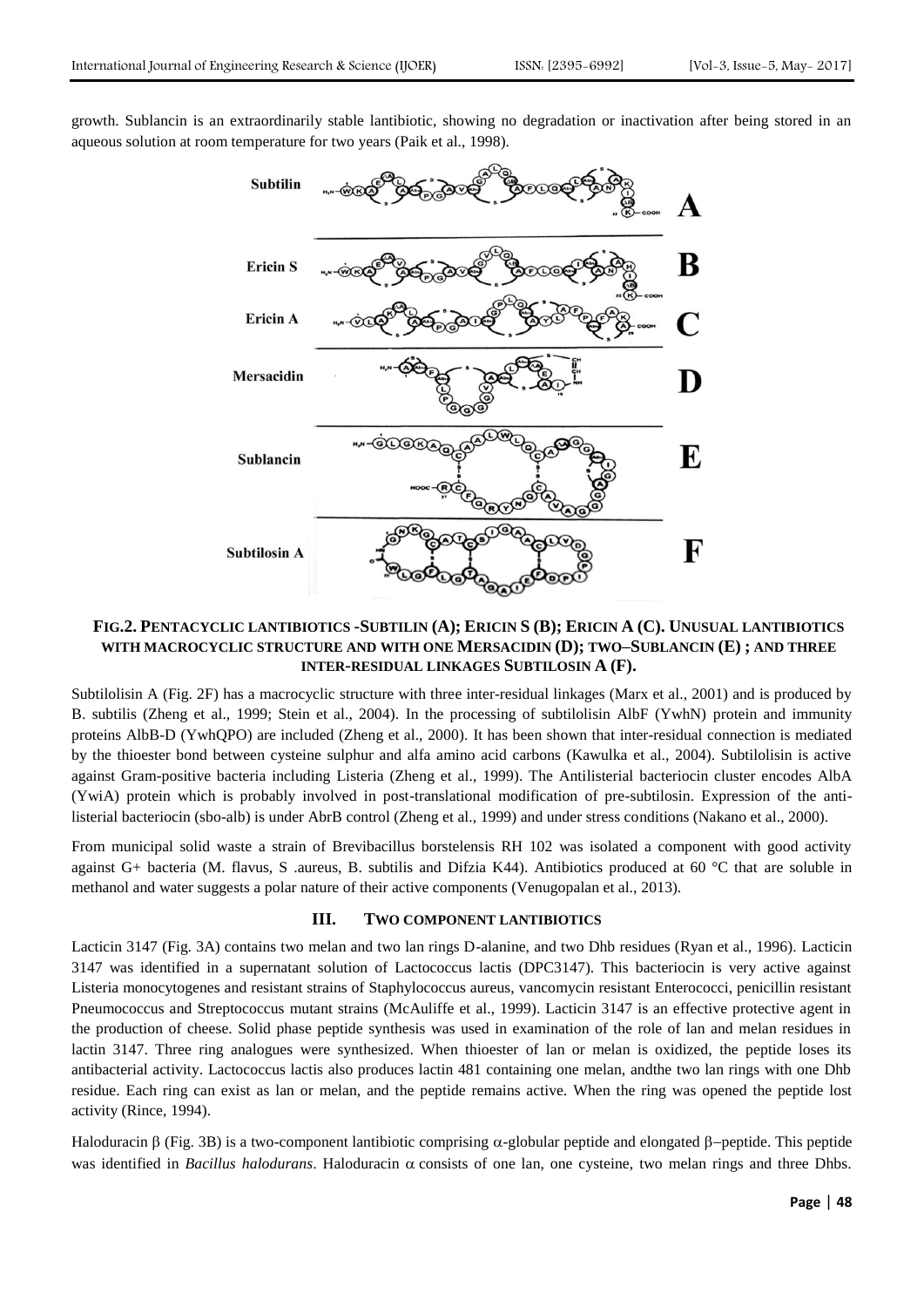growth. Sublancin is an extraordinarily stable lantibiotic, showing no degradation or inactivation after being stored in an aqueous solution at room temperature for two years (Paik et al., 1998).

**FIG.2. PENTACYCLIC LANTIBIOTICS -SUBTILIN (A); ERICIN S (B); ERICIN A (C). UNUSUAL LANTIBIOTICS WITH MACROCYCLIC STRUCTURE AND WITH ONE MERSACIDIN (D); TWO–SUBLANCIN (E) ; AND THREE INTER-RESIDUAL LINKAGES SUBTILOSIN A (F).**

Subtilolisin A (Fig. 2F) has a macrocyclic structure with three inter-residual linkages (Marx et al., 2001) and is produced by B. subtilis (Zheng et al., 1999; Stein et al., 2004). In the processing of subtilolisin AlbF (YwhN) protein and immunity proteins AlbB-D (YwhQPO) are included (Zheng et al., 2000). It has been shown that inter-residual connection is mediated by the thioester bond between cysteine sulphur and alfa amino acid carbons (Kawulka et al., 2004). Subtilolisin is active against Gram-positive bacteria including Listeria (Zheng et al., 1999). The Antilisterial bacteriocin cluster encodes AlbA (YwiA) protein which is probably involved in post-translational modification of pre-subtilosin. Expression of the anti-listerial bacteriocin (sbo-alb) is under AbrB control (Zheng et al., 1999) and under stress conditions (Nakano et al., 2000).

From municipal solid waste a strain of Brevibacillus borstelensis RH 102 was isolated a component with good activity against G+ bacteria (M. flavus, S .aureus, B. subtilis and Difzia K44). Antibiotics produced at 60 °C that are soluble in methanol and water suggests a polar nature of their active components (Venugopalan et al., 2013).

## III. TWO COMPONENT LANTIBIOTICS

Lacticin 3147 (Fig. 3A) contains two melan and two lan rings D-alanine, and two Dhb residues (Ryan et al., 1996). Lacticin 3147 was identified in a supernatant solution of Lactococcus lactis (DPC3147). This bacteriocin is very active against Listeria monocytogenes and resistant strains of Staphylococcus aureus, vancomycin resistant Enterococci, penicillin resistant Pneumococcus and Streptococcus mutant strains (McAuliffe et al., 1999). Lacticin 3147 is an effective protective agent in the production of cheese. Solid phase peptide synthesis was used in examination of the role of lan and melan residues in lactin 3147. Three ring analogues were synthesized. When thioester of lan or melan is oxidized, the peptide loses its antibacterial activity. Lactococcus lactis also produces lactin 481 containing one melan, andthe two lan rings with one Dhb residue. Each ring can exist as lan or melan, and the peptide remains active. When the ring was opened the peptide lost activity (Rince, 1994).

Haloduracin β (Fig. 3B) is a two-component lantibiotic comprising α-globular peptide and elongated β–peptide. This peptide was identified in *Bacillus halodurans*. Haloduracin α consists of one lan, one cysteine, two melan rings and three Dhbs.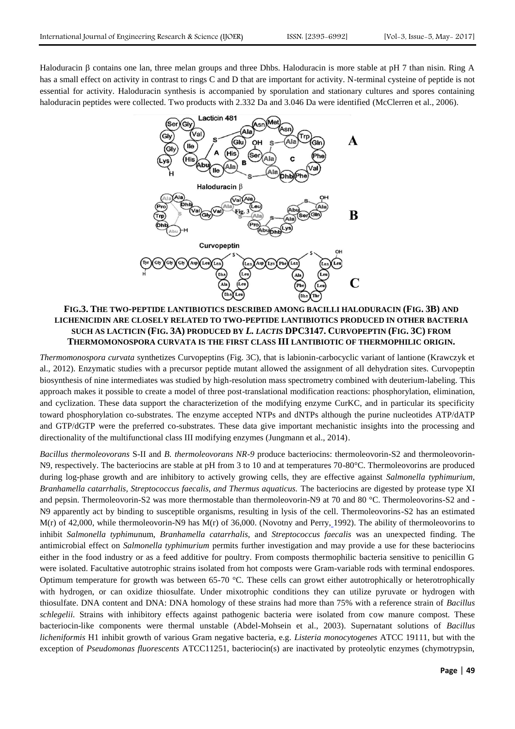Haloduracin β contains one lan, three melan groups and three Dhbs. Haloduracin is more stable at pH 7 than nisin. Ring A has a small effect on activity in contrast to rings C and D that are important for activity. N-terminal cysteine of peptide is not essential for activity. Haloduracin synthesis is accompanied by sporulation and stationary cultures and spores containing haloduracin peptides were collected. Two products with 2.332 Da and 3.046 Da were identified (McClerren et al., 2006).

Lacticin 481

A

Haloduracin β

B

Curvopeptin

C

**FIG.3. THE TWO-PEPTIDE LANTIBIOTICS DESCRIBED AMONG BACILLI HALODURACIN (FIG. 3B) AND LICHENICIDIN ARE CLOSELY RELATED TO TWO-PEPTIDE LANTIBIOTICS PRODUCED IN OTHER BACTERIA SUCH AS LACTICIN (FIG. 3A) PRODUCED BY *L. LACTIS* DPC3147. CURVOPEPTIN (FIG. 3C) FROM THERMOMONOSPORA CURVATA IS THE FIRST CLASS III LANTIBIOTIC OF THERMOPHILIC ORIGIN.**

*Thermomonospora curvata* synthetizes Curvopeptins (Fig. 3C), that is labionin-carbocyclic variant of lantione (Krawczyk et al., 2012). Enzymatic studies with a precursor peptide mutant allowed the assignment of all dehydration sites. Curvopeptin biosynthesis of nine intermediates was studied by high-resolution mass spectrometry combined with deuterium-labeling. This approach makes it possible to create a model of three post-translational modification reactions: phosphorylation, elimination, and cyclization. These data support the characterizetion of the modifying enzyme CurKC, and in particular its specificity toward phosphorylation co-substrates. The enzyme accepted NTPs and dNTPs although the purine nucleotides ATP/dATP and GTP/dGTP were the preferred co-substrates. These data give important mechanistic insights into the processing and directionality of the multifunctional class III modifying enzymes (Jungmann et al., 2014).

*Bacillus thermoleovorans* S-II and *B. thermoleovorans NR-9* produce bacteriocins: thermoleovorin-S2 and thermoleovorin-N9, respectively. The bacteriocins are stable at pH from 3 to 10 and at temperatures 70-80°C. Thermoleovorins are produced during log-phase growth and are inhibitory to actively growing cells, they are effective against *Salmonella typhimurium, Branhamella catarrhalis, Streptococcus faecalis, and Thermus aquaticus.* The bacteriocins are digested by protease type XI and pepsin. Thermoleovorin-S2 was more thermostable than thermoleovorin-N9 at 70 and 80 °C. Thermoleovorins-S2 and -N9 apparently act by binding to susceptible organisms, resulting in lysis of the cell. Thermoleovorins-S2 has an estimated M(r) of 42,000, while thermoleovorin-N9 has M(r) of 36,000. (Novotny and Perry, 1992). The ability of thermoleovorins to inhibit *Salmonella typhimu*num, *Branhamella catarrhalis*, and *Streptococcus faecalis* was an unexpected finding. The antimicrobial effect on *Salmonella typhimurium* permits further investigation and may provide a use for these bacteriocins either in the food industry or as a feed additive for poultry. From composts thermophilic bacteria sensitive to penicillin G were isolated. Facultative autotrophic strains isolated from hot composts were Gram-variable rods with terminal endospores. Optimum temperature for growth was between 65-70 °C. These cells can growt either autotrophically or heterotrophically with hydrogen, or can oxidize thiosulfate. Under mixotrophic conditions they can utilize pyruvate or hydrogen with thiosulfate. DNA content and DNA: DNA homology of these strains had more than 75% with a reference strain of *Bacillus schlegelii.* Strains with inhibitory effects against pathogenic bacteria were isolated from cow manure compost. These bacteriocin-like components were thermal unstable (Abdel-Mohsein et al., 2003). Supernatant solutions of *Bacillus licheniformis* H1 inhibit growth of various Gram negative bacteria, e.g. *Listeria monocytogenes* ATCC 19111, but with the exception of *Pseudomonas fluorescents* ATCC11251, bacteriocin(s) are inactivated by proteolytic enzymes (chymotrypsin,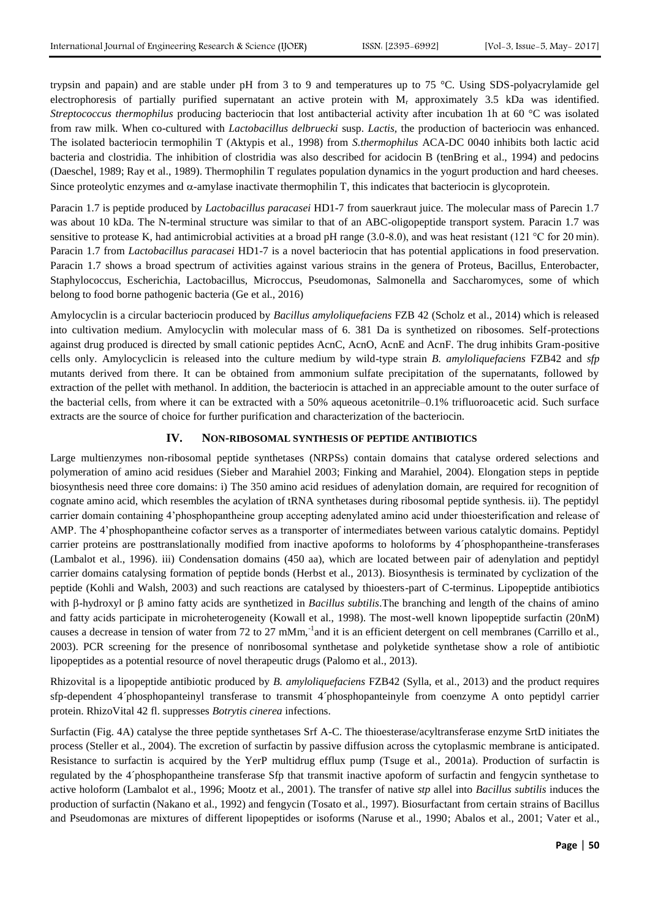trypsin and papain) and are stable under pH from 3 to 9 and temperatures up to 75 °C. Using SDS-polyacrylamide gel electrophoresis of partially purified supernatant an active protein with $M_r$ approximately 3.5 kDa was identified. *Streptococcus thermophilus* producing bacteriocin that lost antibacterial activity after incubation 1h at 60 °C was isolated from raw milk. When co-cultured with *Lactobacillus delbruecki* susp. *Lactis*, the production of bacteriocin was enhanced. The isolated bacteriocin termophilin T (Aktypis et al., 1998) from *S.thermophilus* ACA-DC 0040 inhibits both lactic acid bacteria and clostridia. The inhibition of clostridia was also described for acidocin B (tenBring et al., 1994) and pedocins (Daeschel, 1989; Ray et al., 1989). Thermophilin T regulates population dynamics in the yogurt production and hard cheeses. Since proteolytic enzymes and α-amylase inactivate thermophilin T, this indicates that bacteriocin is glycoprotein.

Paracin 1.7 is peptide produced by *Lactobacillus paracasei* HD1-7 from sauerkraut juice. The molecular mass of Parecin 1.7 was about 10 kDa. The N-terminal structure was similar to that of an ABC-oligopeptide transport system. Paracin 1.7 was sensitive to protease K, had antimicrobial activities at a broad pH range (3.0-8.0), and was heat resistant (121 °C for 20 min). Paracin 1.7 from *Lactobacillus paracasei* HD1-7 is a novel bacteriocin that has potential applications in food preservation. Paracin 1.7 shows a broad spectrum of activities against various strains in the genera of Proteus, Bacillus, Enterobacter, Staphylococcus, Escherichia, Lactobacillus, Micrococus, Pseudomonas, Salmonella and Saccharomyces, some of which belong to food borne pathogenic bacteria (Ge et al., 2016)

Amylocyclin is a circular bacteriocin produced by *Bacillus amyloliquefaciens* FZB 42 (Scholz et al., 2014) which is released into cultivation medium. Amylocyclin with molecular mass of 6. 381 Da is synthetized on ribosomes. Self-protections against drug produced is directed by small cationic peptides AcnC, AcnO, AcnE and AcnF. The drug inhibits Gram-positive cells only. Amylocyclicin is released into the culture medium by wild-type strain *B. amyloliquefaciens* FZB42 and *sfp* mutants derived from there. It can be obtained from ammonium sulfate precipitation of the supernatants, followed by extraction of the pellet with methanol. In addition, the bacteriocin is attached in an appreciable amount to the outer surface of the bacterial cells, from where it can be extracted with a 50% aqueous acetonitrile–0.1% trifluoroacetic acid. Such surface extracts are the source of choice for further purification and characterization of the bacteriocin.

## IV. NON-RIBOSOMAL SYNTHESIS OF PEPTIDE ANTIBIOTICS

Large multienzymes non-ribosomal peptide synthetases (NRPSs) contain domains that catalyse ordered selections and polymeration of amino acid residues (Sieber and Marahiel 2003; Finking and Marahiel, 2004). Elongation steps in peptide biosynthesis need three core domains: i) The 350 amino acid residues of adenylation domain, are required for recognition of cognate amino acid, which resembles the acylation of tRNA synthetases during ribosomal peptide synthesis. ii). The peptidyl carrier domain containing 4'phosphopantheine group accepting adenylated amino acid under thioesterification and release of AMP. The 4'phosphopantheine cofactor serves as a transporter of intermediates between various catalytic domains. Peptidyl carrier proteins are posttranslationally modified from inactive apoforms to holoforms by 4´phosphopantheine-transferases (Lambalot et al., 1996). iii) Condensation domains (450 aa), which are located between pair of adenylation and peptidyl carrier domains catalysing formation of peptide bonds (Herbst et al., 2013). Biosynthesis is terminated by cyclization of the peptide (Kohli and Walsh, 2003) and such reactions are catalysed by thioesters-part of C-terminus. Lipopeptide antibiotics with β-hydroxyl or β amino fatty acids are synthetized in *Bacillus subtilis*.The branching and length of the chains of amino and fatty acids participate in microheterogeneity (Kowall et al., 1998). The most-well known lipopeptide surfactin (20nM) causes a decrease in tension of water from 72 to 27 $mMm,^{-1}$and it is an efficient detergent on cell membranes (Carrillo et al., 2003). PCR screening for the presence of nonribosomal synthetase and polyketide synthetase show a role of antibiotic lipopeptides as a potential resource of novel therapeutic drugs (Palomo et al., 2013).

Rhizovital is a lipopeptide antibiotic produced by *B. amyloliquefaciens* FZB42 (Sylla, et al., 2013) and the product requires sfp-dependent 4´phosphopanteinyl transferase to transmit 4´phosphopanteinyle from coenzyme A onto peptidyl carrier protein. RhizoVital 42 fl. suppresses *Botrytis cinerea* infections.

Surfactin (Fig. 4A) catalyse the three peptide synthetases Srf A-C. The thioesterase/acyltransferase enzyme SrtD initiates the process (Steller et al., 2004). The excretion of surfactin by passive diffusion across the cytoplasmic membrane is anticipated. Resistance to surfactin is acquired by the YerP multidrug efflux pump (Tsuge et al., 2001a). Production of surfactin is regulated by the 4´phosphopantheine transferase Sfp that transmit inactive apoform of surfactin and fengycin synthetase to active holoform (Lambalot et al., 1996; Mootz et al., 2001). The transfer of native *stp* allel into *Bacillus subtilis* induces the production of surfactin (Nakano et al., 1992) and fengycin (Tosato et al., 1997). Biosurfactant from certain strains of Bacillus and Pseudomonas are mixtures of different lipopeptides or isoforms (Naruse et al., 1990; Abalos et al., 2001; Vater et al.,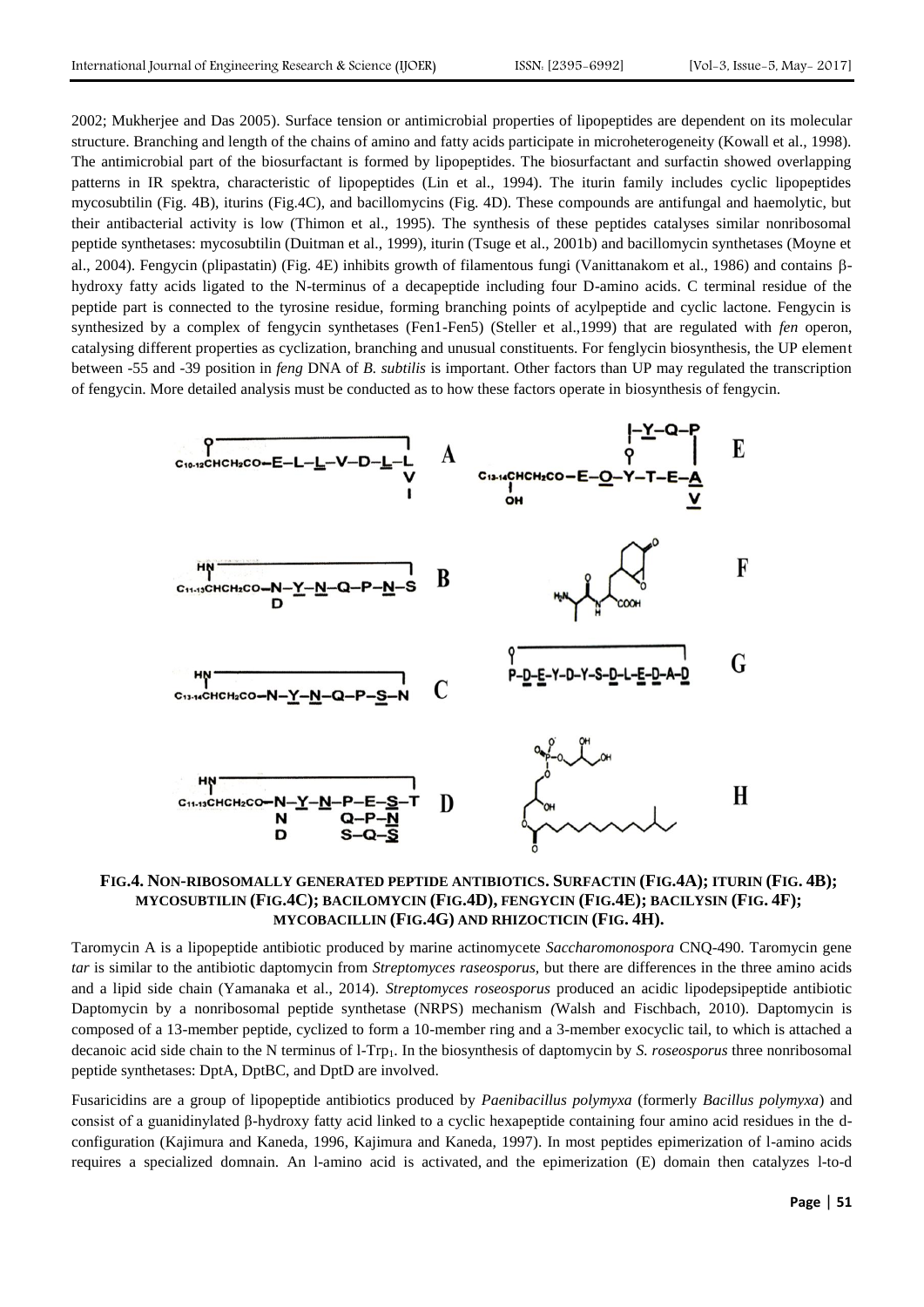2002; Mukherjee and Das 2005). Surface tension or antimicrobial properties of lipopeptides are dependent on its molecular structure. Branching and length of the chains of amino and fatty acids participate in microheterogeneity (Kowall et al., 1998). The antimicrobial part of the biosurfactant is formed by lipopeptides. The biosurfactant and surfactin showed overlapping patterns in IR spektra, characteristic of lipopeptides (Lin et al., 1994). The iturin family includes cyclic lipopeptides mycosubtilin (Fig. 4B), iturins (Fig.4C), and bacillomycins (Fig. 4D). These compounds are antifungal and haemolytic, but their antibacterial activity is low (Thimon et al., 1995). The synthesis of these peptides catalyses similar nonribosomal peptide synthetases: mycosubtilin (Duitman et al., 1999), iturin (Tsuge et al., 2001b) and bacillomycin synthetases (Moyne et al., 2004). Fengycin (plipastatin) (Fig. 4E) inhibits growth of filamentous fungi (Vanittanakom et al., 1986) and contains β-hydroxy fatty acids ligated to the N-terminus of a decapeptide including four D-amino acids. C terminal residue of the peptide part is connected to the tyrosine residue, forming branching points of acylpeptide and cyclic lactone. Fengycin is synthesized by a complex of fengycin synthetases (Fen1-Fen5) (Steller et al.,1999) that are regulated with *fen* operon, catalysing different properties as cyclization, branching and unusual constituents. For fenglycin biosynthesis, the UP element between -55 and -39 position in *feng* DNA of *B. subtilis* is important. Other factors than UP may regulated the transcription of fengycin. More detailed analysis must be conducted as to how these factors operate in biosynthesis of fengycin.

A: $C_{10-12}$CHCH$_2$CO–E–L–L–V–D–L–L–V–I

B: $C_{11-13}$CHCH$_2$CO–N–Y–N–Q–P–N–S–D

C: $C_{13-14}$CHCH$_2$CO–N–Y–N–Q–P–S–N

D: $C_{11-13}$CHCH$_2$CO–N–Y–N–P–E–S–T–N–D; Q–P–N; S–Q–S

E: $C_{13-14}$CHCH$_2$CO–E–O–Y–T–E–A–V; OH; Y–Q–P

F

G: P–D–E–Y–D–Y–S–D–L–E–D–A–D

H

**FIG.4. NON-RIBOSOMALLY GENERATED PEPTIDE ANTIBIOTICS. SURFACTIN (FIG.4A); ITURIN (FIG. 4B); MYCOSUBTILIN (FIG.4C); BACILOMYCIN (FIG.4D), FENGYCIN (FIG.4E); BACILYSIN (FIG. 4F); MYCOBACILLIN (FIG.4G) AND RHIZOCTICIN (FIG. 4H).**

Taromycin A is a lipopeptide antibiotic produced by marine actinomycete *Saccharomonospora* CNQ-490. Taromycin gene *tar* is similar to the antibiotic daptomycin from *Streptomyces raseosporus*, but there are differences in the three amino acids and a lipid side chain (Yamanaka et al., 2014). *Streptomyces roseosporus* produced an acidic lipodepsipeptide antibiotic Daptomycin by a nonribosomal peptide synthetase (NRPS) mechanism (Walsh and Fischbach, 2010). Daptomycin is composed of a 13-member peptide, cyclized to form a 10-member ring and a 3-member exocyclic tail, to which is attached a decanoic acid side chain to the N terminus of l-Trp$_1$. In the biosynthesis of daptomycin by *S. roseosporus* three nonribosomal peptide synthetases: DptA, DptBC, and DptD are involved.

Fusaricidins are a group of lipopeptide antibiotics produced by *Paenibacillus polymyxa* (formerly *Bacillus polymyxa*) and consist of a guanidinylated β-hydroxy fatty acid linked to a cyclic hexapeptide containing four amino acid residues in the d-configuration (Kajimura and Kaneda, 1996, Kajimura and Kaneda, 1997). In most peptides epimerization of l-amino acids requires a specialized domnain. An l-amino acid is activated, and the epimerization (E) domain then catalyzes l-to-d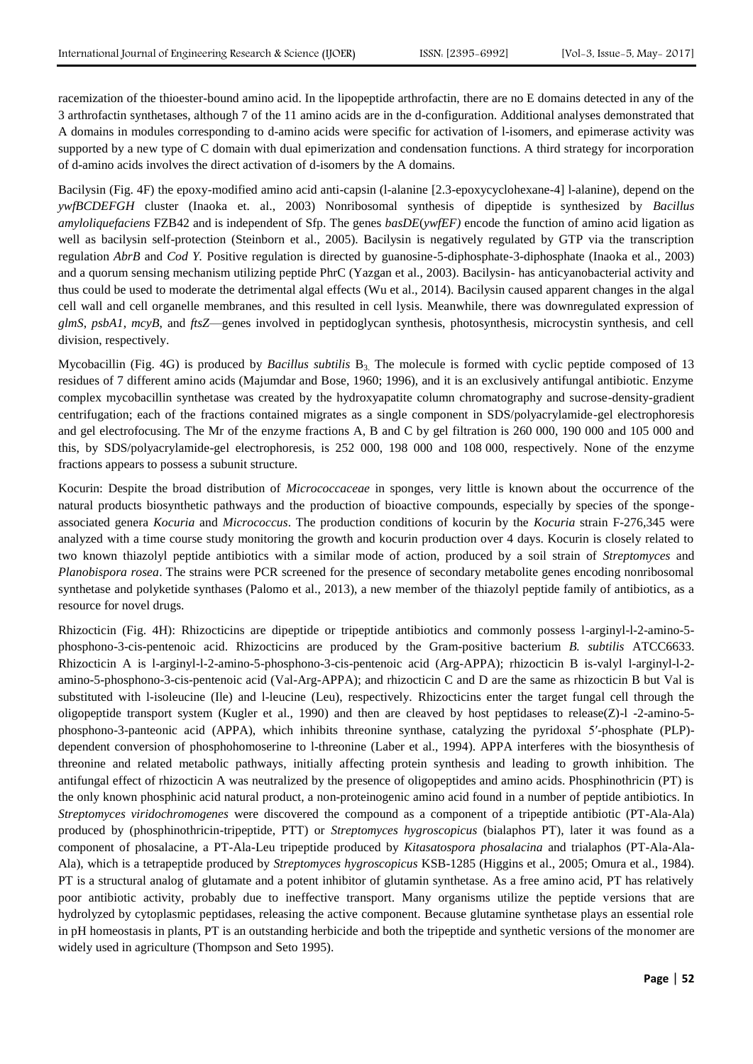racemization of the thioester-bound amino acid. In the lipopeptide arthrofactin, there are no E domains detected in any of the 3 arthrofactin synthetases, although 7 of the 11 amino acids are in the d-configuration. Additional analyses demonstrated that A domains in modules corresponding to d-amino acids were specific for activation of l-isomers, and epimerase activity was supported by a new type of C domain with dual epimerization and condensation functions. A third strategy for incorporation of d-amino acids involves the direct activation of d-isomers by the A domains.

Bacilysin (Fig. 4F) the epoxy-modified amino acid anti-capsin (l-alanine [2.3-epoxycyclohexane-4] l-alanine), depend on the *ywfBCDEFGH* cluster (Inaoka et. al., 2003) Nonribosomal synthesis of dipeptide is synthesized by *Bacillus amyloliquefaciens* FZB42 and is independent of Sfp. The genes *basDE*(*ywfEF)* encode the function of amino acid ligation as well as bacilysin self-protection (Steinborn et al., 2005). Bacilysin is negatively regulated by GTP via the transcription regulation *AbrB* and *Cod Y*. Positive regulation is directed by guanosine-5-diphosphate-3-diphosphate (Inaoka et al., 2003) and a quorum sensing mechanism utilizing peptide PhrC (Yazgan et al., 2003). Bacilysin- has anticyanobacterial activity and thus could be used to moderate the detrimental algal effects (Wu et al., 2014). Bacilysin caused apparent changes in the algal cell wall and cell organelle membranes, and this resulted in cell lysis. Meanwhile, there was downregulated expression of *glmS*, *psbA1*, *mcyB*, and *ftsZ*—genes involved in peptidoglycan synthesis, photosynthesis, microcystin synthesis, and cell division, respectively.

Mycobacillin (Fig. 4G) is produced by *Bacillus subtilis* $B_3$. The molecule is formed with cyclic peptide composed of 13 residues of 7 different amino acids (Majumdar and Bose, 1960; 1996), and it is an exclusively antifungal antibiotic. Enzyme complex mycobacillin synthetase was created by the hydroxyapatite column chromatography and sucrose-density-gradient centrifugation; each of the fractions contained migrates as a single component in SDS/polyacrylamide-gel electrophoresis and gel electrofocusing. The Mr of the enzyme fractions A, B and C by gel filtration is 260 000, 190 000 and 105 000 and this, by SDS/polyacrylamide-gel electrophoresis, is 252 000, 198 000 and 108 000, respectively. None of the enzyme fractions appears to possess a subunit structure.

Kocurin: Despite the broad distribution of *Micrococcaceae* in sponges, very little is known about the occurrence of the natural products biosynthetic pathways and the production of bioactive compounds, especially by species of the sponge-associated genera *Kocuria* and *Micrococcus*. The production conditions of kocurin by the *Kocuria* strain F-276,345 were analyzed with a time course study monitoring the growth and kocurin production over 4 days. Kocurin is closely related to two known thiazolyl peptide antibiotics with a similar mode of action, produced by a soil strain of *Streptomyces* and *Planobispora rosea*. The strains were PCR screened for the presence of secondary metabolite genes encoding nonribosomal synthetase and polyketide synthases (Palomo et al., 2013), a new member of the thiazolyl peptide family of antibiotics, as a resource for novel drugs.

Rhizocticin (Fig. 4H): Rhizocticins are dipeptide or tripeptide antibiotics and commonly possess l-arginyl-l-2-amino-5-phosphono-3-cis-pentenoic acid. Rhizocticins are produced by the Gram-positive bacterium *B. subtilis* ATCC6633. Rhizocticin A is l-arginyl-l-2-amino-5-phosphono-3-cis-pentenoic acid (Arg-APPA); rhizocticin B is-valyl l-arginyl-l-2-amino-5-phosphono-3-cis-pentenoic acid (Val-Arg-APPA); and rhizocticin C and D are the same as rhizocticin B but Val is substituted with l-isoleucine (Ile) and l-leucine (Leu), respectively. Rhizocticins enter the target fungal cell through the oligopeptide transport system (Kugler et al., 1990) and then are cleaved by host peptidases to release(Z)-l -2-amino-5-phosphono-3-panteonic acid (APPA), which inhibits threonine synthase, catalyzing the pyridoxal 5′-phosphate (PLP)-dependent conversion of phosphohomoserine to l-threonine (Laber et al., 1994). APPA interferes with the biosynthesis of threonine and related metabolic pathways, initially affecting protein synthesis and leading to growth inhibition. The antifungal effect of rhizocticin A was neutralized by the presence of oligopeptides and amino acids. Phosphinothricin (PT) is the only known phosphinic acid natural product, a non-proteinogenic amino acid found in a number of peptide antibiotics. In *Streptomyces viridochromogenes* were discovered the compound as a component of a tripeptide antibiotic (PT-Ala-Ala) produced by (phosphinothricin-tripeptide, PTT) or *Streptomyces hygroscopicus* (bialaphos PT), later it was found as a component of phosalacine, a PT-Ala-Leu tripeptide produced by *Kitasatospora phosalacina* and trialaphos (PT-Ala-Ala-Ala), which is a tetrapeptide produced by *Streptomyces hygroscopicus* KSB-1285 (Higgins et al., 2005; Omura et al., 1984). PT is a structural analog of glutamate and a potent inhibitor of glutamin synthetase. As a free amino acid, PT has relatively poor antibiotic activity, probably due to ineffective transport. Many organisms utilize the peptide versions that are hydrolyzed by cytoplasmic peptidases, releasing the active component. Because glutamine synthetase plays an essential role in pH homeostasis in plants, PT is an outstanding herbicide and both the tripeptide and synthetic versions of the monomer are widely used in agriculture (Thompson and Seto 1995).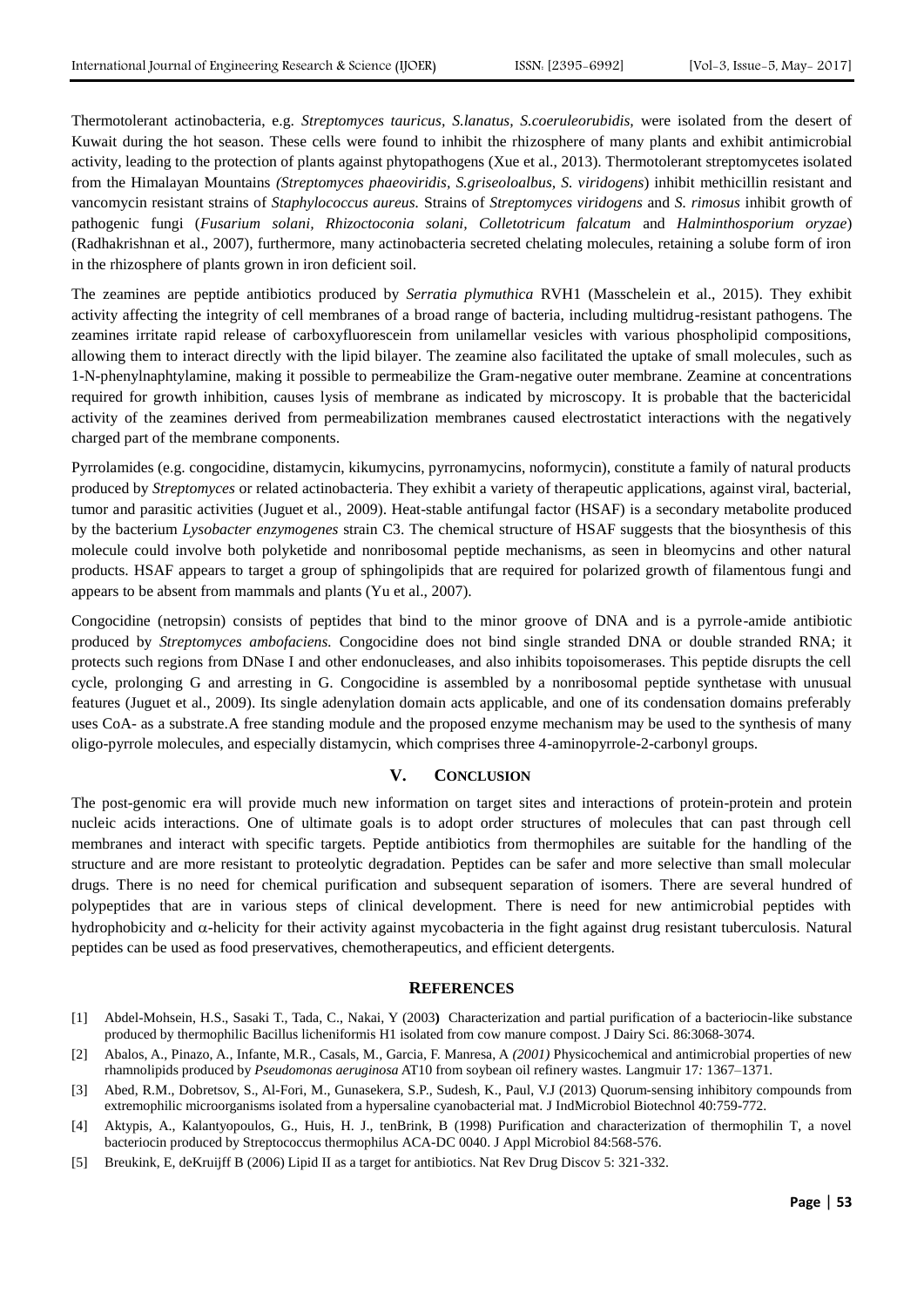Thermotolerant actinobacteria, e.g. *Streptomyces tauricus*, *S.lanatus*, *S.coeruleorubidis*, were isolated from the desert of Kuwait during the hot season. These cells were found to inhibit the rhizosphere of many plants and exhibit antimicrobial activity, leading to the protection of plants against phytopathogens (Xue et al., 2013). Thermotolerant streptomycetes isolated from the Himalayan Mountains *(Streptomyces phaeoviridis, S.griseoloalbus, S. viridogens*) inhibit methicillin resistant and vancomycin resistant strains of *Staphylococcus aureus.* Strains of *Streptomyces viridogens* and *S. rimosus* inhibit growth of pathogenic fungi (*Fusarium solani, Rhizoctoconia solani, Colletotricum falcatum* and *Halminthosporium oryzae*) (Radhakrishnan et al., 2007), furthermore, many actinobacteria secreted chelating molecules, retaining a solube form of iron in the rhizosphere of plants grown in iron deficient soil.

The zeamines are peptide antibiotics produced by *Serratia plymuthica* RVH1 (Masschelein et al., 2015). They exhibit activity affecting the integrity of cell membranes of a broad range of bacteria, including multidrug-resistant pathogens. The zeamines irritate rapid release of carboxyfluorescein from unilamellar vesicles with various phospholipid compositions, allowing them to interact directly with the lipid bilayer. The zeamine also facilitated the uptake of small molecules, such as 1-N-phenylnaphtylamine, making it possible to permeabilize the Gram-negative outer membrane. Zeamine at concentrations required for growth inhibition, causes lysis of membrane as indicated by microscopy. It is probable that the bactericidal activity of the zeamines derived from permeabilization membranes caused electrostatict interactions with the negatively charged part of the membrane components.

Pyrrolamides (e.g. congocidine, distamycin, kikumycins, pyrronamycins, noformycin), constitute a family of natural products produced by *Streptomyces* or related actinobacteria. They exhibit a variety of therapeutic applications, against viral, bacterial, tumor and parasitic activities (Juguet et al., 2009). Heat-stable antifungal factor (HSAF) is a secondary metabolite produced by the bacterium *Lysobacter enzymogenes* strain C3. The chemical structure of HSAF suggests that the biosynthesis of this molecule could involve both polyketide and nonribosomal peptide mechanisms, as seen in bleomycins and other natural products. HSAF appears to target a group of sphingolipids that are required for polarized growth of filamentous fungi and appears to be absent from mammals and plants (Yu et al., 2007).

Congocidine (netropsin) consists of peptides that bind to the minor groove of DNA and is a pyrrole-amide antibiotic produced by *Streptomyces ambofaciens.* Congocidine does not bind single stranded DNA or double stranded RNA; it protects such regions from DNase I and other endonucleases, and also inhibits topoisomerases. This peptide disrupts the cell cycle, prolonging G and arresting in G. Congocidine is assembled by a nonribosomal peptide synthetase with unusual features (Juguet et al., 2009). Its single adenylation domain acts applicable, and one of its condensation domains preferably uses CoA- as a substrate.A free standing module and the proposed enzyme mechanism may be used to the synthesis of many oligo-pyrrole molecules, and especially distamycin, which comprises three 4-aminopyrrole-2-carbonyl groups.

## V. CONCLUSION

The post-genomic era will provide much new information on target sites and interactions of protein-protein and protein nucleic acids interactions. One of ultimate goals is to adopt order structures of molecules that can past through cell membranes and interact with specific targets. Peptide antibiotics from thermophiles are suitable for the handling of the structure and are more resistant to proteolytic degradation. Peptides can be safer and more selective than small molecular drugs. There is no need for chemical purification and subsequent separation of isomers. There are several hundred of polypeptides that are in various steps of clinical development. There is need for new antimicrobial peptides with hydrophobicity and $\alpha$-helicity for their activity against mycobacteria in the fight against drug resistant tuberculosis. Natural peptides can be used as food preservatives, chemotherapeutics, and efficient detergents.

## REFERENCES

[1] Abdel-Mohsein, H.S., Sasaki T., Tada, C., Nakai, Y (2003) Characterization and partial purification of a bacteriocin-like substance produced by thermophilic Bacillus licheniformis H1 isolated from cow manure compost. J Dairy Sci. 86:3068-3074.

[2] Abalos, A., Pinazo, A., Infante, M.R., Casals, M., Garcia, F. Manresa, A *(2001)* Physicochemical and antimicrobial properties of new rhamnolipids produced by *Pseudomonas aeruginosa* AT10 from soybean oil refinery wastes. Langmuir 17*:* 1367–1371*.*

[3] Abed, R.M., Dobretsov, S., Al-Fori, M., Gunasekera, S.P., Sudesh, K., Paul, V.J (2013) Quorum-sensing inhibitory compounds from extremophilic microorganisms isolated from a hypersaline cyanobacterial mat. J IndMicrobiol Biotechnol 40:759-772.

[4] Aktypis, A., Kalantyopoulos, G., Huis, H. J., tenBrink, B (1998) Purification and characterization of thermophilin T, a novel bacteriocin produced by Streptococcus thermophilus ACA-DC 0040. J Appl Microbiol 84:568-576.

[5] Breukink, E, deKruijff B (2006) Lipid II as a target for antibiotics. Nat Rev Drug Discov 5: 321-332.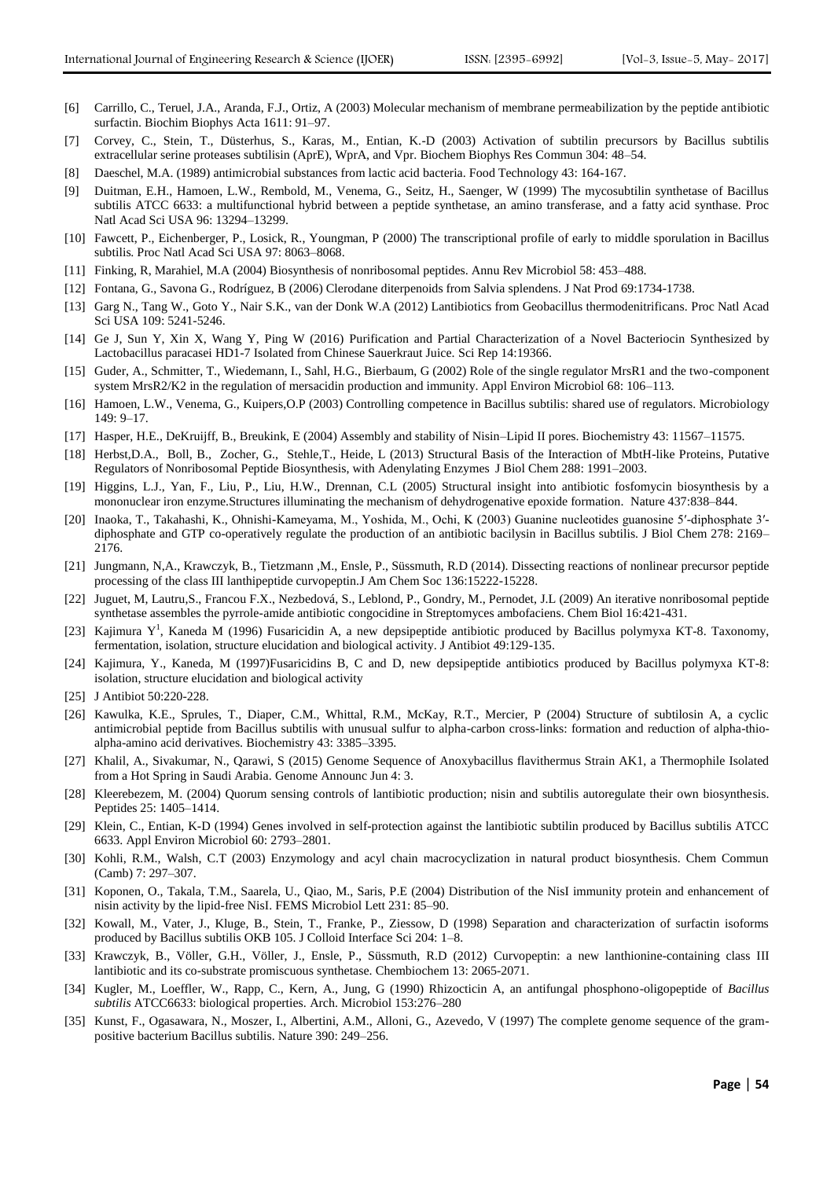[6] Carrillo, C., Teruel, J.A., Aranda, F.J., Ortiz, A (2003) Molecular mechanism of membrane permeabilization by the peptide antibiotic surfactin. Biochim Biophys Acta 1611: 91–97.

[7] Corvey, C., Stein, T., Düsterhus, S., Karas, M., Entian, K.-D (2003) Activation of subtilin precursors by Bacillus subtilis extracellular serine proteases subtilisin (AprE), WprA, and Vpr. Biochem Biophys Res Commun 304: 48–54.

[8] Daeschel, M.A. (1989) antimicrobial substances from lactic acid bacteria. Food Technology 43: 164-167.

[9] Duitman, E.H., Hamoen, L.W., Rembold, M., Venema, G., Seitz, H., Saenger, W (1999) The mycosubtilin synthetase of Bacillus subtilis ATCC 6633: a multifunctional hybrid between a peptide synthetase, an amino transferase, and a fatty acid synthase. Proc Natl Acad Sci USA 96: 13294–13299.

[10] Fawcett, P., Eichenberger, P., Losick, R., Youngman, P (2000) The transcriptional profile of early to middle sporulation in Bacillus subtilis. Proc Natl Acad Sci USA 97: 8063–8068.

[11] Finking, R, Marahiel, M.A (2004) Biosynthesis of nonribosomal peptides. Annu Rev Microbiol 58: 453–488.

[12] Fontana, G., Savona G., Rodríguez, B (2006) Clerodane diterpenoids from Salvia splendens. J Nat Prod 69:1734-1738.

[13] Garg N., Tang W., Goto Y., Nair S.K., van der Donk W.A (2012) Lantibiotics from Geobacillus thermodenitrificans. Proc Natl Acad Sci USA 109: 5241-5246.

[14] Ge J, Sun Y, Xin X, Wang Y, Ping W (2016) Purification and Partial Characterization of a Novel Bacteriocin Synthesized by Lactobacillus paracasei HD1-7 Isolated from Chinese Sauerkraut Juice. Sci Rep 14:19366.

[15] Guder, A., Schmitter, T., Wiedemann, I., Sahl, H.G., Bierbaum, G (2002) Role of the single regulator MrsR1 and the two-component system MrsR2/K2 in the regulation of mersacidin production and immunity. Appl Environ Microbiol 68: 106–113.

[16] Hamoen, L.W., Venema, G., Kuipers,O.P (2003) Controlling competence in Bacillus subtilis: shared use of regulators. Microbiology 149: 9–17.

[17] Hasper, H.E., DeKruijff, B., Breukink, E (2004) Assembly and stability of Nisin–Lipid II pores. Biochemistry 43: 11567–11575.

[18] Herbst,D.A., Boll, B., Zocher, G., Stehle,T., Heide, L (2013) Structural Basis of the Interaction of MbtH-like Proteins, Putative Regulators of Nonribosomal Peptide Biosynthesis, with Adenylating Enzymes J Biol Chem 288: 1991–2003.

[19] Higgins, L.J., Yan, F., Liu, P., Liu, H.W., Drennan, C.L (2005) Structural insight into antibiotic fosfomycin biosynthesis by a mononuclear iron enzyme.Structures illuminating the mechanism of dehydrogenative epoxide formation. Nature 437:838–844.

[20] Inaoka, T., Takahashi, K., Ohnishi-Kameyama, M., Yoshida, M., Ochi, K (2003) Guanine nucleotides guanosine 5′-diphosphate 3′-diphosphate and GTP co-operatively regulate the production of an antibiotic bacilysin in Bacillus subtilis. J Biol Chem 278: 2169–2176.

[21] Jungmann, N,A., Krawczyk, B., Tietzmann ,M., Ensle, P., Süssmuth, R.D (2014). Dissecting reactions of nonlinear precursor peptide processing of the class III lanthipeptide curvopeptin.J Am Chem Soc 136:15222-15228.

[22] Juguet, M, Lautru,S., Francou F.X., Nezbedová, S., Leblond, P., Gondry, M., Pernodet, J.L (2009) An iterative nonribosomal peptide synthetase assembles the pyrrole-amide antibiotic congocidine in Streptomyces ambofaciens. Chem Biol 16:421-431.

[23] Kajimura Y[1], Kaneda M (1996) Fusaricidin A, a new depsipeptide antibiotic produced by Bacillus polymyxa KT-8. Taxonomy, fermentation, isolation, structure elucidation and biological activity. J Antibiot 49:129-135.

[24] Kajimura, Y., Kaneda, M (1997)Fusaricidins B, C and D, new depsipeptide antibiotics produced by Bacillus polymyxa KT-8: isolation, structure elucidation and biological activity

[25] J Antibiot 50:220-228.

[26] Kawulka, K.E., Sprules, T., Diaper, C.M., Whittal, R.M., McKay, R.T., Mercier, P (2004) Structure of subtilosin A, a cyclic antimicrobial peptide from Bacillus subtilis with unusual sulfur to alpha-carbon cross-links: formation and reduction of alpha-thio-alpha-amino acid derivatives. Biochemistry 43: 3385–3395.

[27] Khalil, A., Sivakumar, N., Qarawi, S (2015) Genome Sequence of Anoxybacillus flavithermus Strain AK1, a Thermophile Isolated from a Hot Spring in Saudi Arabia. Genome Announc Jun 4: 3.

[28] Kleerebezem, M. (2004) Quorum sensing controls of lantibiotic production; nisin and subtilis autoregulate their own biosynthesis. Peptides 25: 1405–1414.

[29] Klein, C., Entian, K-D (1994) Genes involved in self-protection against the lantibiotic subtilin produced by Bacillus subtilis ATCC 6633. Appl Environ Microbiol 60: 2793–2801.

[30] Kohli, R.M., Walsh, C.T (2003) Enzymology and acyl chain macrocyclization in natural product biosynthesis. Chem Commun (Camb) 7: 297–307.

[31] Koponen, O., Takala, T.M., Saarela, U., Qiao, M., Saris, P.E (2004) Distribution of the NisI immunity protein and enhancement of nisin activity by the lipid-free NisI. FEMS Microbiol Lett 231: 85–90.

[32] Kowall, M., Vater, J., Kluge, B., Stein, T., Franke, P., Ziessow, D (1998) Separation and characterization of surfactin isoforms produced by Bacillus subtilis OKB 105. J Colloid Interface Sci 204: 1–8.

[33] Krawczyk, B., Völler, G.H., Völler, J., Ensle, P., Süssmuth, R.D (2012) Curvopeptin: a new lanthionine-containing class III lantibiotic and its co-substrate promiscuous synthetase. Chembiochem 13: 2065-2071.

[34] Kugler, M., Loeffler, W., Rapp, C., Kern, A., Jung, G (1990) Rhizocticin A, an antifungal phosphono-oligopeptide of *Bacillus subtilis* ATCC6633: biological properties. Arch. Microbiol 153:276–280

[35] Kunst, F., Ogasawara, N., Moszer, I., Albertini, A.M., Alloni, G., Azevedo, V (1997) The complete genome sequence of the gram-positive bacterium Bacillus subtilis. Nature 390: 249–256.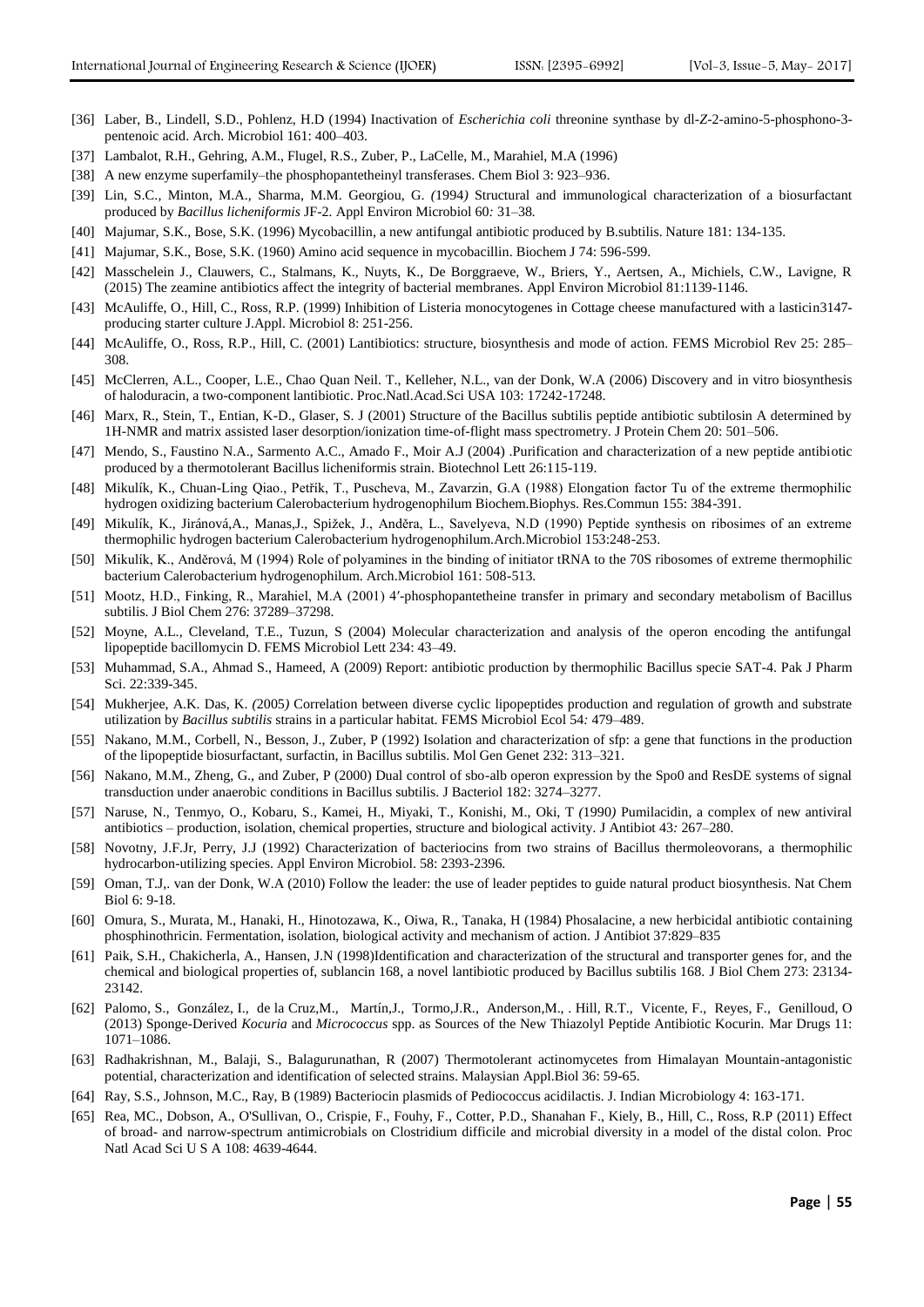[36] Laber, B., Lindell, S.D., Pohlenz, H.D (1994) Inactivation of *Escherichia coli* threonine synthase by dl-*Z*-2-amino-5-phosphono-3-pentenoic acid. Arch. Microbiol 161: 400–403.

[37] Lambalot, R.H., Gehring, A.M., Flugel, R.S., Zuber, P., LaCelle, M., Marahiel, M.A (1996)

[38] A new enzyme superfamily–the phosphopantetheinyl transferases. Chem Biol 3: 923–936.

[39] Lin, S.C., Minton, M.A., Sharma, M.M. Georgiou, G. *(*1994*)* Structural and immunological characterization of a biosurfactant produced by *Bacillus licheniformis* JF-2*.* Appl Environ Microbiol 60*:* 31–38*.*

[40] Majumar, S.K., Bose, S.K. (1996) Mycobacillin, a new antifungal antibiotic produced by B.subtilis. Nature 181: 134-135.

[41] Majumar, S.K., Bose, S.K. (1960) Amino acid sequence in mycobacillin. Biochem J 74: 596-599.

[42] Masschelein J., Clauwers, C., Stalmans, K., Nuyts, K., De Borggraeve, W., Briers, Y., Aertsen, A., Michiels, C.W., Lavigne, R (2015) The zeamine antibiotics affect the integrity of bacterial membranes. Appl Environ Microbiol 81:1139-1146.

[43] McAuliffe, O., Hill, C., Ross, R.P. (1999) Inhibition of Listeria monocytogenes in Cottage cheese manufactured with a lasticin3147-producing starter culture J.Appl. Microbiol 8: 251-256.

[44] McAuliffe, O., Ross, R.P., Hill, C. (2001) Lantibiotics: structure, biosynthesis and mode of action. FEMS Microbiol Rev 25: 285–308.

[45] McClerren, A.L., Cooper, L.E., Chao Quan Neil. T., Kelleher, N.L., van der Donk, W.A (2006) Discovery and in vitro biosynthesis of haloduracin, a two-component lantibiotic. Proc.Natl.Acad.Sci USA 103: 17242-17248.

[46] Marx, R., Stein, T., Entian, K-D., Glaser, S. J (2001) Structure of the Bacillus subtilis peptide antibiotic subtilosin A determined by 1H-NMR and matrix assisted laser desorption/ionization time-of-flight mass spectrometry. J Protein Chem 20: 501–506.

[47] Mendo, S., Faustino N.A., Sarmento A.C., Amado F., Moir A.J (2004) .Purification and characterization of a new peptide antibiotic produced by a thermotolerant Bacillus licheniformis strain. Biotechnol Lett 26:115-119.

[48] Mikulík, K., Chuan-Ling Qiao., Petřík, T., Puscheva, M., Zavarzin, G.A (1988) Elongation factor Tu of the extreme thermophilic hydrogen oxidizing bacterium Calerobacterium hydrogenophilum Biochem.Biophys. Res.Commun 155: 384-391.

[49] Mikulík, K., Jiránová,A., Manas,J., Spižek, J., Anděra, L., Savelyeva, N.D (1990) Peptide synthesis on ribosimes of an extreme thermophilic hydrogen bacterium Calerobacterium hydrogenophilum.Arch.Microbiol 153:248-253.

[50] Mikulík, K., Anděrová, M (1994) Role of polyamines in the binding of initiator tRNA to the 70S ribosomes of extreme thermophilic bacterium Calerobacterium hydrogenophilum. Arch.Microbiol 161: 508-513.

[51] Mootz, H.D., Finking, R., Marahiel, M.A (2001) 4′-phosphopantetheine transfer in primary and secondary metabolism of Bacillus subtilis. J Biol Chem 276: 37289–37298.

[52] Moyne, A.L., Cleveland, T.E., Tuzun, S (2004) Molecular characterization and analysis of the operon encoding the antifungal lipopeptide bacillomycin D. FEMS Microbiol Lett 234: 43–49.

[53] Muhammad, S.A., Ahmad S., Hameed, A (2009) Report: antibiotic production by thermophilic Bacillus specie SAT-4. Pak J Pharm Sci. 22:339-345.

[54] Mukherjee, A.K. Das, K. *(*2005*)* Correlation between diverse cyclic lipopeptides production and regulation of growth and substrate utilization by *Bacillus subtilis* strains in a particular habitat. FEMS Microbiol Ecol 54*:* 479–489.

[55] Nakano, M.M., Corbell, N., Besson, J., Zuber, P (1992) Isolation and characterization of sfp: a gene that functions in the production of the lipopeptide biosurfactant, surfactin, in Bacillus subtilis. Mol Gen Genet 232: 313–321.

[56] Nakano, M.M., Zheng, G., and Zuber, P (2000) Dual control of sbo-alb operon expression by the Spo0 and ResDE systems of signal transduction under anaerobic conditions in Bacillus subtilis. J Bacteriol 182: 3274–3277.

[57] Naruse, N., Tenmyo, O., Kobaru, S., Kamei, H., Miyaki, T., Konishi, M., Oki, T *(*1990*)* Pumilacidin, a complex of new antiviral antibiotics – production, isolation, chemical properties, structure and biological activity. J Antibiot 43*:* 267–280.

[58] Novotny, J.F.Jr, Perry, J.J (1992) Characterization of bacteriocins from two strains of Bacillus thermoleovorans, a thermophilic hydrocarbon-utilizing species. Appl Environ Microbiol. 58: 2393-2396.

[59] Oman, T.J,. van der Donk, W.A (2010) Follow the leader: the use of leader peptides to guide natural product biosynthesis. Nat Chem Biol 6: 9-18.

[60] Omura, S., Murata, M., Hanaki, H., Hinotozawa, K., Oiwa, R., Tanaka, H (1984) Phosalacine, a new herbicidal antibiotic containing phosphinothricin. Fermentation, isolation, biological activity and mechanism of action. J Antibiot 37:829–835

[61] Paik, S.H., Chakicherla, A., Hansen, J.N (1998)Identification and characterization of the structural and transporter genes for, and the chemical and biological properties of, sublancin 168, a novel lantibiotic produced by Bacillus subtilis 168. J Biol Chem 273: 23134-23142.

[62] Palomo, S., González, I., de la Cruz,M., Martín,J., Tormo,J.R., Anderson,M., . Hill, R.T., Vicente, F., Reyes, F., Genilloud, O (2013) Sponge-Derived *Kocuria* and *Micrococcus* spp. as Sources of the New Thiazolyl Peptide Antibiotic Kocurin. Mar Drugs 11: 1071–1086.

[63] Radhakrishnan, M., Balaji, S., Balagurunathan, R (2007) Thermotolerant actinomycetes from Himalayan Mountain-antagonistic potential, characterization and identification of selected strains. Malaysian Appl.Biol 36: 59-65.

[64] Ray, S.S., Johnson, M.C., Ray, B (1989) Bacteriocin plasmids of Pediococcus acidilactis. J. Indian Microbiology 4: 163-171.

[65] Rea, MC., Dobson, A., O'Sullivan, O., Crispie, F., Fouhy, F., Cotter, P.D., Shanahan F., Kiely, B., Hill, C., Ross, R.P (2011) Effect of broad- and narrow-spectrum antimicrobials on Clostridium difficile and microbial diversity in a model of the distal colon. Proc Natl Acad Sci U S A 108: 4639-4644.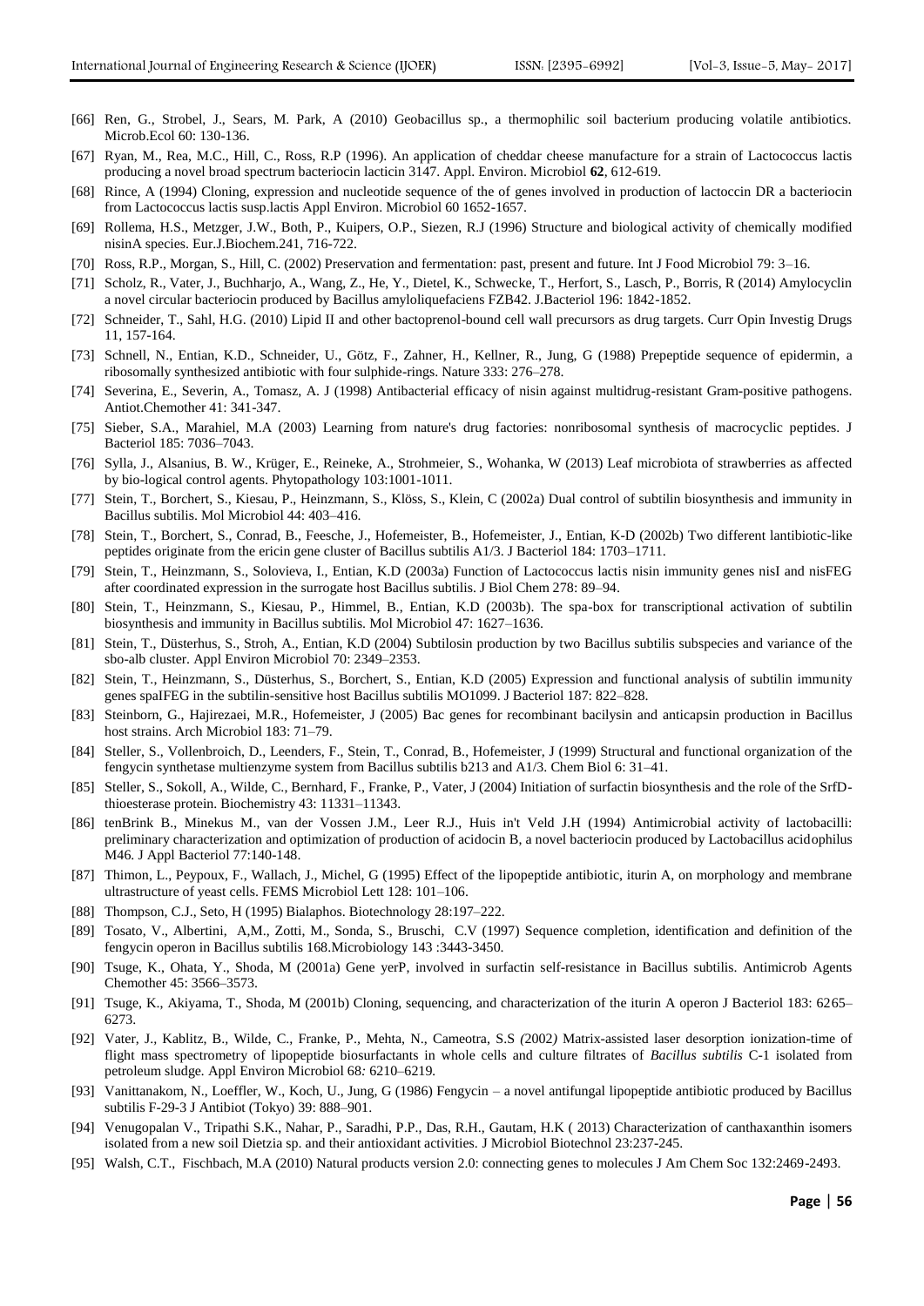[66] Ren, G., Strobel, J., Sears, M. Park, A (2010) Geobacillus sp., a thermophilic soil bacterium producing volatile antibiotics. Microb.Ecol 60: 130-136.

[67] Ryan, M., Rea, M.C., Hill, C., Ross, R.P (1996). An application of cheddar cheese manufacture for a strain of Lactococcus lactis producing a novel broad spectrum bacteriocin lacticin 3147. Appl. Environ. Microbiol **62**, 612-619.

[68] Rince, A (1994) Cloning, expression and nucleotide sequence of the of genes involved in production of lactoccin DR a bacteriocin from Lactococcus lactis susp.lactis Appl Environ. Microbiol 60 1652-1657.

[69] Rollema, H.S., Metzger, J.W., Both, P., Kuipers, O.P., Siezen, R.J (1996) Structure and biological activity of chemically modified nisinA species. Eur.J.Biochem.241, 716-722.

[70] Ross, R.P., Morgan, S., Hill, C. (2002) Preservation and fermentation: past, present and future. Int J Food Microbiol 79: 3–16.

[71] Scholz, R., Vater, J., Buchharjo, A., Wang, Z., He, Y., Dietel, K., Schwecke, T., Herfort, S., Lasch, P., Borris, R (2014) Amylocyclin a novel circular bacteriocin produced by Bacillus amyloliquefaciens FZB42. J.Bacteriol 196: 1842-1852.

[72] Schneider, T., Sahl, H.G. (2010) Lipid II and other bactoprenol-bound cell wall precursors as drug targets. Curr Opin Investig Drugs 11, 157-164.

[73] Schnell, N., Entian, K.D., Schneider, U., Götz, F., Zahner, H., Kellner, R., Jung, G (1988) Prepeptide sequence of epidermin, a ribosomally synthesized antibiotic with four sulphide-rings. Nature 333: 276–278.

[74] Severina, E., Severin, A., Tomasz, A. J (1998) Antibacterial efficacy of nisin against multidrug-resistant Gram-positive pathogens. Antiot.Chemother 41: 341-347.

[75] Sieber, S.A., Marahiel, M.A (2003) Learning from nature's drug factories: nonribosomal synthesis of macrocyclic peptides. J Bacteriol 185: 7036–7043.

[76] Sylla, J., Alsanius, B. W., Krüger, E., Reineke, A., Strohmeier, S., Wohanka, W (2013) Leaf microbiota of strawberries as affected by bio-logical control agents. Phytopathology 103:1001-1011.

[77] Stein, T., Borchert, S., Kiesau, P., Heinzmann, S., Klöss, S., Klein, C (2002a) Dual control of subtilin biosynthesis and immunity in Bacillus subtilis. Mol Microbiol 44: 403–416.

[78] Stein, T., Borchert, S., Conrad, B., Feesche, J., Hofemeister, B., Hofemeister, J., Entian, K-D (2002b) Two different lantibiotic-like peptides originate from the ericin gene cluster of Bacillus subtilis A1/3. J Bacteriol 184: 1703–1711.

[79] Stein, T., Heinzmann, S., Solovieva, I., Entian, K.D (2003a) Function of Lactococcus lactis nisin immunity genes nisI and nisFEG after coordinated expression in the surrogate host Bacillus subtilis. J Biol Chem 278: 89–94.

[80] Stein, T., Heinzmann, S., Kiesau, P., Himmel, B., Entian, K.D (2003b). The spa-box for transcriptional activation of subtilin biosynthesis and immunity in Bacillus subtilis. Mol Microbiol 47: 1627–1636.

[81] Stein, T., Düsterhus, S., Stroh, A., Entian, K.D (2004) Subtilosin production by two Bacillus subtilis subspecies and variance of the sbo-alb cluster. Appl Environ Microbiol 70: 2349–2353.

[82] Stein, T., Heinzmann, S., Düsterhus, S., Borchert, S., Entian, K.D (2005) Expression and functional analysis of subtilin immunity genes spaIFEG in the subtilin-sensitive host Bacillus subtilis MO1099. J Bacteriol 187: 822–828.

[83] Steinborn, G., Hajirezaei, M.R., Hofemeister, J (2005) Bac genes for recombinant bacilysin and anticapsin production in Bacillus host strains. Arch Microbiol 183: 71–79.

[84] Steller, S., Vollenbroich, D., Leenders, F., Stein, T., Conrad, B., Hofemeister, J (1999) Structural and functional organization of the fengycin synthetase multienzyme system from Bacillus subtilis b213 and A1/3. Chem Biol 6: 31–41.

[85] Steller, S., Sokoll, A., Wilde, C., Bernhard, F., Franke, P., Vater, J (2004) Initiation of surfactin biosynthesis and the role of the SrfD-thioesterase protein. Biochemistry 43: 11331–11343.

[86] tenBrink B., Minekus M., van der Vossen J.M., Leer R.J., Huis in't Veld J.H (1994) Antimicrobial activity of lactobacilli: preliminary characterization and optimization of production of acidocin B, a novel bacteriocin produced by Lactobacillus acidophilus M46. J Appl Bacteriol 77:140-148.

[87] Thimon, L., Peypoux, F., Wallach, J., Michel, G (1995) Effect of the lipopeptide antibiotic, iturin A, on morphology and membrane ultrastructure of yeast cells. FEMS Microbiol Lett 128: 101–106.

[88] Thompson, C.J., Seto, H (1995) Bialaphos. Biotechnology 28:197–222.

[89] Tosato, V., Albertini, A,M., Zotti, M., Sonda, S., Bruschi, C.V (1997) Sequence completion, identification and definition of the fengycin operon in Bacillus subtilis 168.Microbiology 143 :3443-3450.

[90] Tsuge, K., Ohata, Y., Shoda, M (2001a) Gene yerP, involved in surfactin self-resistance in Bacillus subtilis. Antimicrob Agents Chemother 45: 3566–3573.

[91] Tsuge, K., Akiyama, T., Shoda, M (2001b) Cloning, sequencing, and characterization of the iturin A operon J Bacteriol 183: 6265–6273.

[92] Vater, J., Kablitz, B., Wilde, C., Franke, P., Mehta, N., Cameotra, S.S *(*2002*)* Matrix-assisted laser desorption ionization-time of flight mass spectrometry of lipopeptide biosurfactants in whole cells and culture filtrates of *Bacillus subtilis* C-1 isolated from petroleum sludge*.* Appl Environ Microbiol 68*:* 6210–6219*.*

[93] Vanittanakom, N., Loeffler, W., Koch, U., Jung, G (1986) Fengycin – a novel antifungal lipopeptide antibiotic produced by Bacillus subtilis F-29-3 J Antibiot (Tokyo) 39: 888–901.

[94] Venugopalan V., Tripathi S.K., Nahar, P., Saradhi, P.P., Das, R.H., Gautam, H.K ( 2013) Characterization of canthaxanthin isomers isolated from a new soil Dietzia sp. and their antioxidant activities. J Microbiol Biotechnol 23:237-245.

[95] Walsh, C.T., Fischbach, M.A (2010) Natural products version 2.0: connecting genes to molecules J Am Chem Soc 132:2469-2493.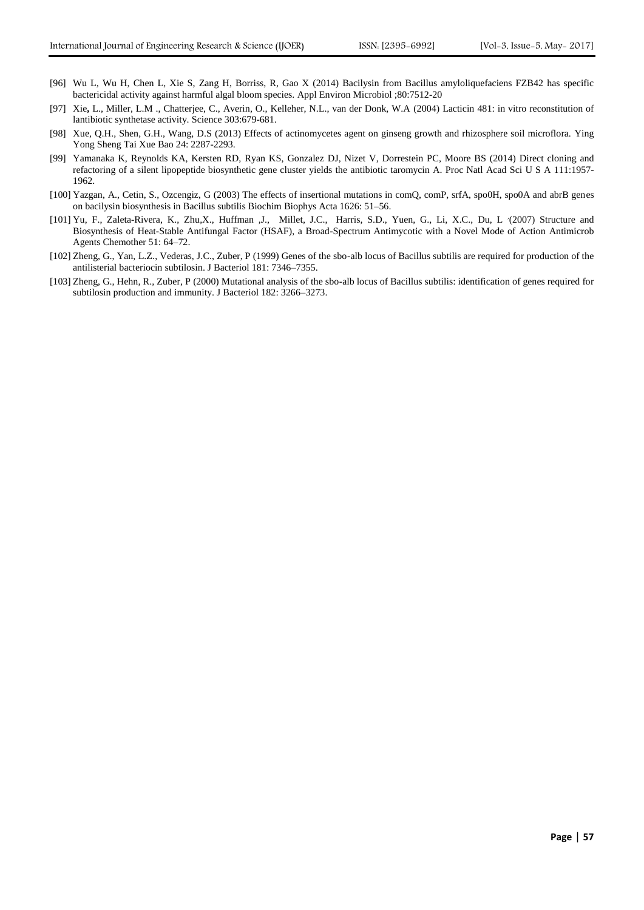[96] Wu L, Wu H, Chen L, Xie S, Zang H, Borriss, R, Gao X (2014) Bacilysin from Bacillus amyloliquefaciens FZB42 has specific bactericidal activity against harmful algal bloom species. Appl Environ Microbiol ;80:7512-20

[97] Xie, L., Miller, L.M ., Chatterjee, C., Averin, O., Kelleher, N.L., van der Donk, W.A (2004) Lacticin 481: in vitro reconstitution of lantibiotic synthetase activity. Science 303:679-681.

[98] Xue, Q.H., Shen, G.H., Wang, D.S (2013) Effects of actinomycetes agent on ginseng growth and rhizosphere soil microflora. Ying Yong Sheng Tai Xue Bao 24: 2287-2293.

[99] Yamanaka K, Reynolds KA, Kersten RD, Ryan KS, Gonzalez DJ, Nizet V, Dorrestein PC, Moore BS (2014) Direct cloning and refactoring of a silent lipopeptide biosynthetic gene cluster yields the antibiotic taromycin A. Proc Natl Acad Sci U S A 111:1957-1962.

[100] Yazgan, A., Cetin, S., Ozcengiz, G (2003) The effects of insertional mutations in comQ, comP, srfA, spo0H, spo0A and abrB genes on bacilysin biosynthesis in Bacillus subtilis Biochim Biophys Acta 1626: 51–56.

[101] Yu, F., Zaleta-Rivera, K., Zhu,X., Huffman ,J., Millet, J.C., Harris, S.D., Yuen, G., Li, X.C., Du, L ,(2007) Structure and Biosynthesis of Heat-Stable Antifungal Factor (HSAF), a Broad-Spectrum Antimycotic with a Novel Mode of Action Antimicrob Agents Chemother 51: 64–72.

[102] Zheng, G., Yan, L.Z., Vederas, J.C., Zuber, P (1999) Genes of the sbo-alb locus of Bacillus subtilis are required for production of the antilisterial bacteriocin subtilosin. J Bacteriol 181: 7346–7355.

[103] Zheng, G., Hehn, R., Zuber, P (2000) Mutational analysis of the sbo-alb locus of Bacillus subtilis: identification of genes required for subtilosin production and immunity. J Bacteriol 182: 3266–3273.